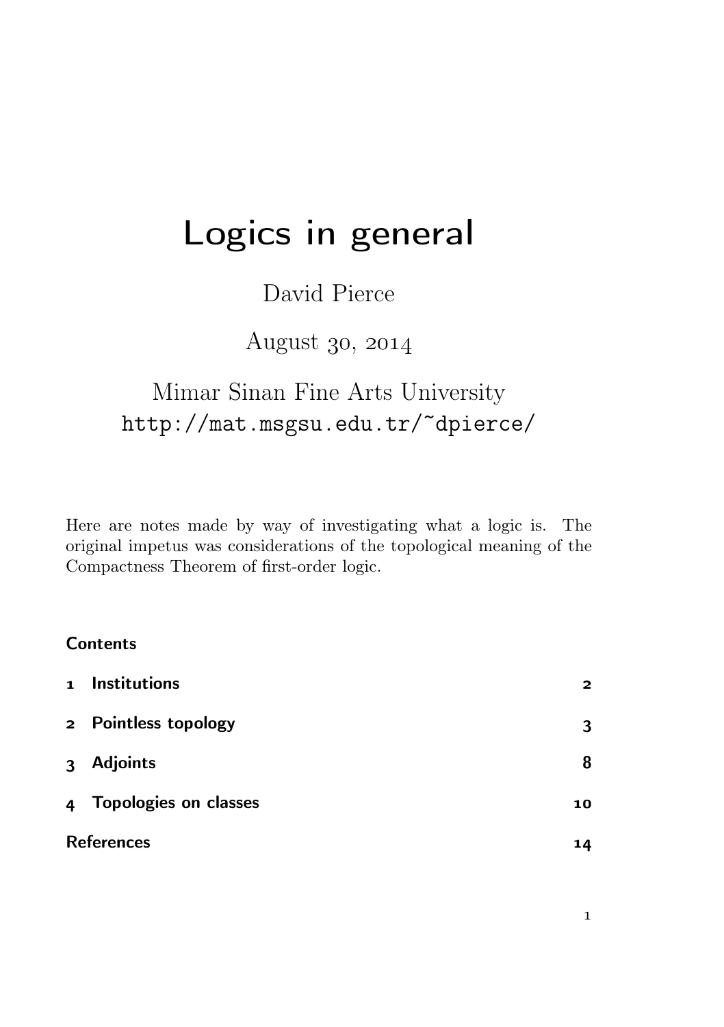# Logics in general

David Pierce

August 30, 2014

Mimar Sinan Fine Arts University
http://mat.msgsu.edu.tr/~dpierce/

Here are notes made by way of investigating what a logic is. The original impetus was considerations of the topological meaning of the Compactness Theorem of first-order logic.

## Contents

1 Institutions 2

2 Pointless topology 3

3 Adjoints 8

4 Topologies on classes 10

References 14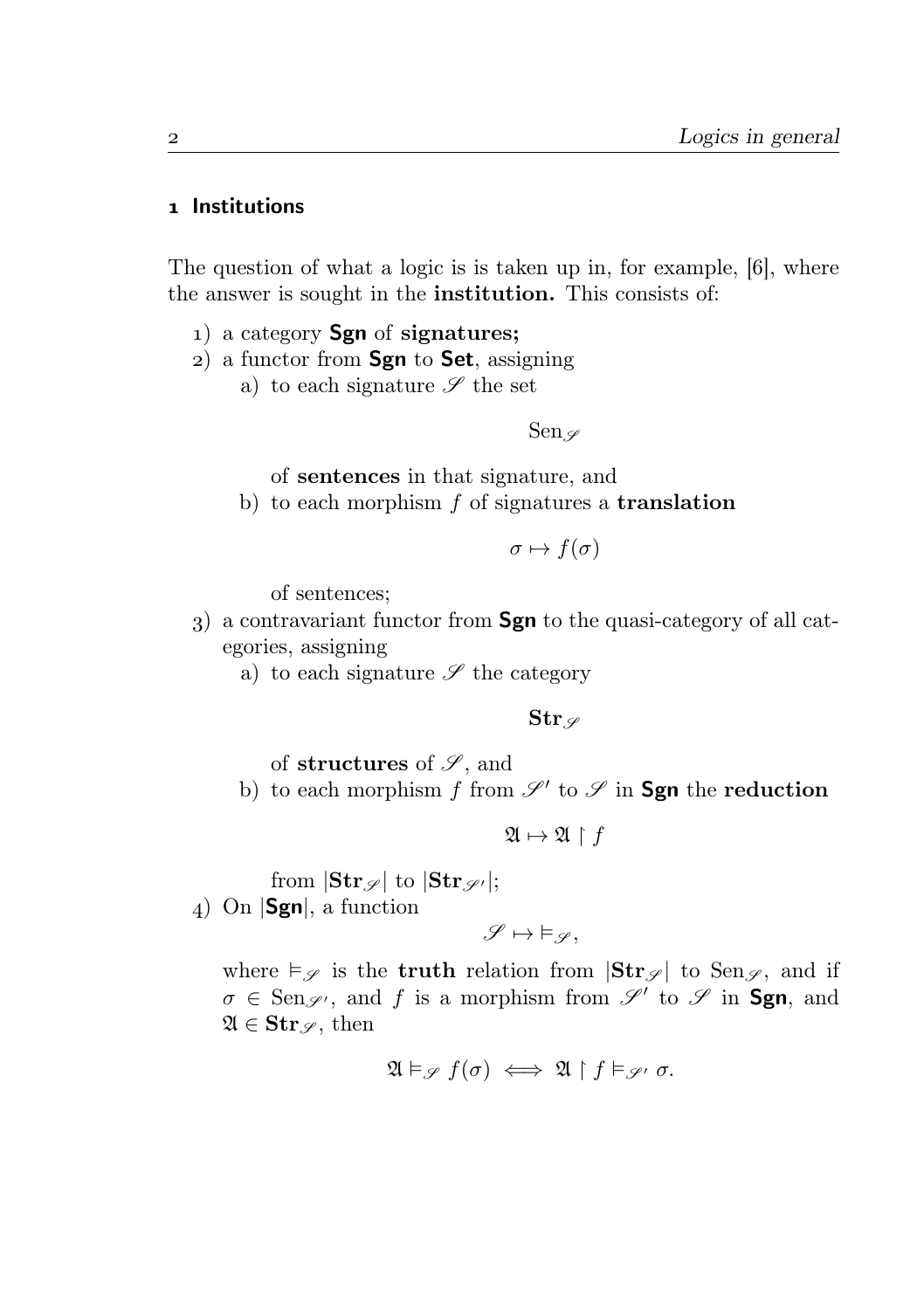## 1 Institutions

The question of what a logic is is taken up in, for example, [6], where the answer is sought in the **institution.** This consists of:

1) a category **Sgn** of **signatures;**
2) a functor from **Sgn** to **Set**, assigning
   a) to each signature $\mathscr{S}$ the set

   $$\mathrm{Sen}_{\mathscr{S}}$$

   of **sentences** in that signature, and
   b) to each morphism $f$ of signatures a **translation**

   $$\sigma \mapsto f(\sigma)$$

   of sentences;
3) a contravariant functor from **Sgn** to the quasi-category of all categories, assigning
   a) to each signature $\mathscr{S}$ the category

   $$\mathbf{Str}_{\mathscr{S}}$$

   of **structures** of $\mathscr{S}$, and
   b) to each morphism $f$ from $\mathscr{S}'$ to $\mathscr{S}$ in **Sgn** the **reduction**

   $$\mathfrak{A} \mapsto \mathfrak{A} \upharpoonright f$$

   from $|\mathbf{Str}_{\mathscr{S}}|$ to $|\mathbf{Str}_{\mathscr{S}'}|$;
4) On $|\mathbf{Sgn}|$, a function

   $$\mathscr{S} \mapsto \vDash_{\mathscr{S}},$$

   where $\vDash_{\mathscr{S}}$ is the **truth** relation from $|\mathbf{Str}_{\mathscr{S}}|$ to $\mathrm{Sen}_{\mathscr{S}}$, and if $\sigma \in \mathrm{Sen}_{\mathscr{S}'}$, and $f$ is a morphism from $\mathscr{S}'$ to $\mathscr{S}$ in **Sgn**, and $\mathfrak{A} \in \mathbf{Str}_{\mathscr{S}}$, then

   $$\mathfrak{A} \vDash_{\mathscr{S}} f(\sigma) \iff \mathfrak{A} \upharpoonright f \vDash_{\mathscr{S}'} \sigma.$$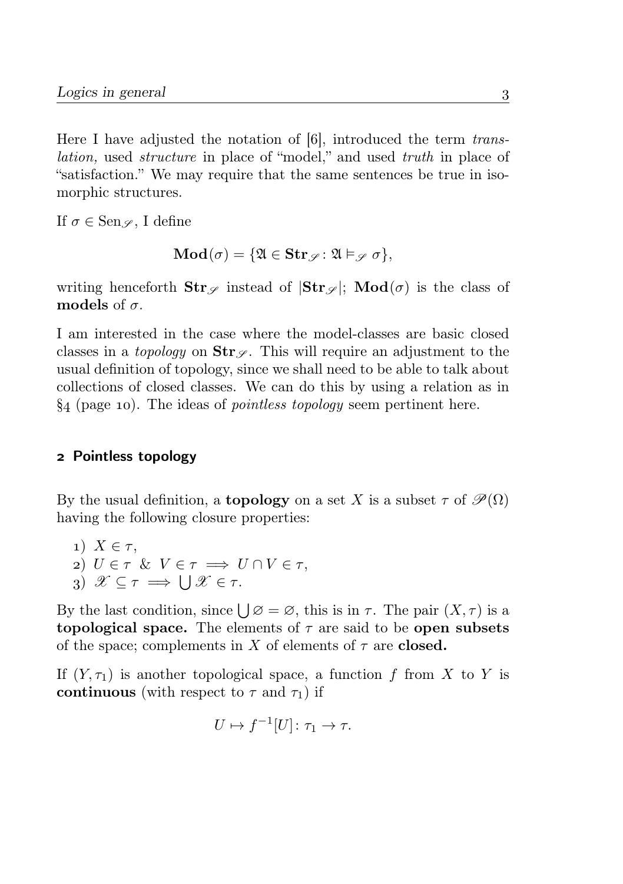Here I have adjusted the notation of [6], introduced the term *translation,* used *structure* in place of "model," and used *truth* in place of "satisfaction." We may require that the same sentences be true in isomorphic structures.

If $\sigma \in \mathrm{Sen}_{\mathscr{S}}$, I define

$$\mathbf{Mod}(\sigma) = \{\mathfrak{A} \in \mathbf{Str}_{\mathscr{S}} \colon \mathfrak{A} \vDash_{\mathscr{S}} \sigma\},$$

writing henceforth $\mathbf{Str}_{\mathscr{S}}$ instead of $|\mathbf{Str}_{\mathscr{S}}|$; $\mathbf{Mod}(\sigma)$ is the class of **models** of $\sigma$.

I am interested in the case where the model-classes are basic closed classes in a *topology* on $\mathbf{Str}_{\mathscr{S}}$. This will require an adjustment to the usual definition of topology, since we shall need to be able to talk about collections of closed classes. We can do this by using a relation as in §4 (page 10). The ideas of *pointless topology* seem pertinent here.

## 2 Pointless topology

By the usual definition, a **topology** on a set $X$ is a subset $\tau$ of $\mathscr{P}(\Omega)$ having the following closure properties:

1) $X \in \tau$,
2) $U \in \tau \ \& \ V \in \tau \implies U \cap V \in \tau$,
3) $\mathscr{X} \subseteq \tau \implies \bigcup \mathscr{X} \in \tau$.

By the last condition, since $\bigcup \varnothing = \varnothing$, this is in $\tau$. The pair $(X, \tau)$ is a **topological space.** The elements of $\tau$ are said to be **open subsets** of the space; complements in $X$ of elements of $\tau$ are **closed.**

If $(Y, \tau_1)$ is another topological space, a function $f$ from $X$ to $Y$ is **continuous** (with respect to $\tau$ and $\tau_1$) if

$$U \mapsto f^{-1}[U] \colon \tau_1 \to \tau.$$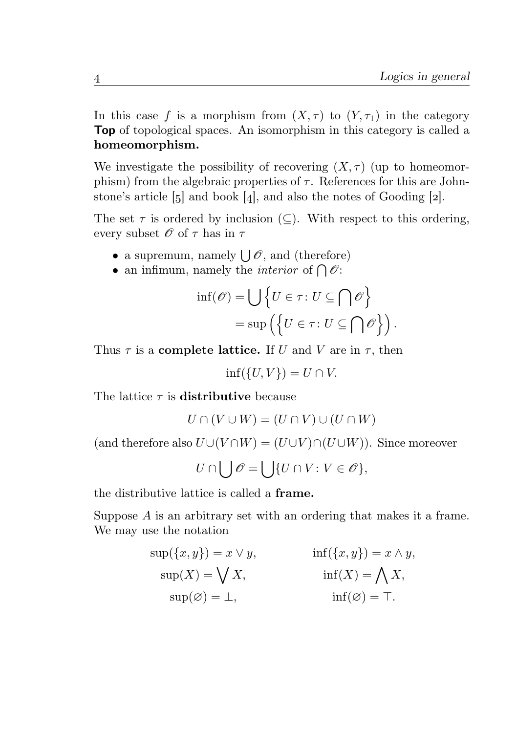In this case $f$ is a morphism from $(X, \tau)$ to $(Y, \tau_1)$ in the category **Top** of topological spaces. An isomorphism in this category is called a **homeomorphism.**

We investigate the possibility of recovering $(X, \tau)$ (up to homeomorphism) from the algebraic properties of $\tau$. References for this are Johnstone's article [5] and book [4], and also the notes of Gooding [2].

The set $\tau$ is ordered by inclusion ($\subseteq$). With respect to this ordering, every subset $\mathscr{O}$ of $\tau$ has in $\tau$

- a supremum, namely $\bigcup \mathscr{O}$, and (therefore)
- an infimum, namely the *interior* of $\bigcap \mathscr{O}$:

$$\begin{aligned}\inf(\mathscr{O}) &= \bigcup \left\{ U \in \tau \colon U \subseteq \bigcap \mathscr{O} \right\} \\ &= \sup\left( \left\{ U \in \tau \colon U \subseteq \bigcap \mathscr{O} \right\} \right).\end{aligned}$$

Thus $\tau$ is a **complete lattice.** If $U$ and $V$ are in $\tau$, then

$$\inf(\{U, V\}) = U \cap V.$$

The lattice $\tau$ is **distributive** because

$$U \cap (V \cup W) = (U \cap V) \cup (U \cap W)$$

(and therefore also $U \cup (V \cap W) = (U \cup V) \cap (U \cup W)$). Since moreover

$$U \cap \bigcup \mathscr{O} = \bigcup \{U \cap V \colon V \in \mathscr{O}\},$$

the distributive lattice is called a **frame.**

Suppose $A$ is an arbitrary set with an ordering that makes it a frame. We may use the notation

$$\begin{aligned} \sup(\{x, y\}) &= x \vee y, & \inf(\{x, y\}) &= x \wedge y, \\ \sup(X) &= \bigvee X, & \inf(X) &= \bigwedge X, \\ \sup(\varnothing) &= \bot, & \inf(\varnothing) &= \top. \end{aligned}$$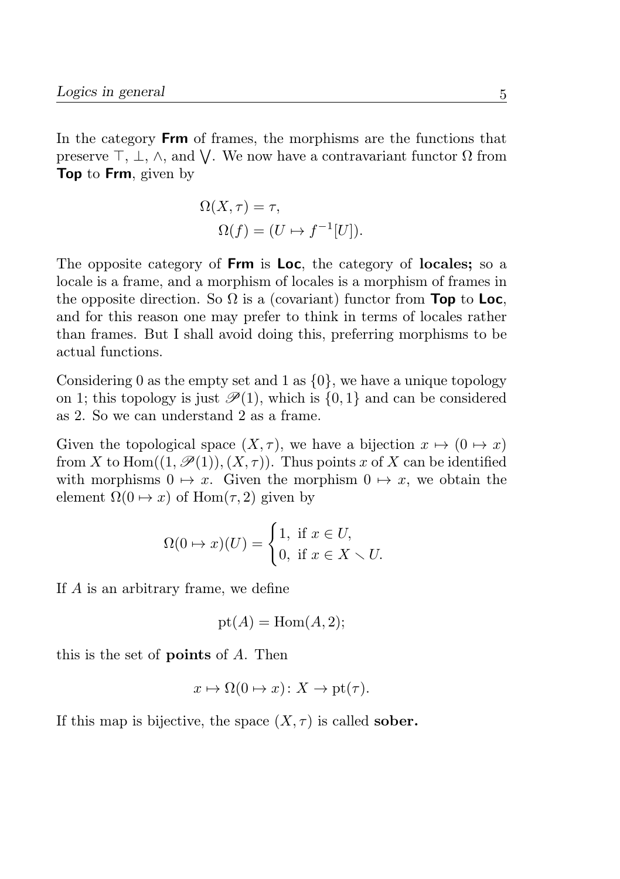In the category **Frm** of frames, the morphisms are the functions that preserve $\top$, $\bot$, $\wedge$, and $\bigvee$. We now have a contravariant functor $\Omega$ from **Top** to **Frm**, given by

$$\Omega(X, \tau) = \tau,$$
$$\Omega(f) = (U \mapsto f^{-1}[U]).$$

The opposite category of **Frm** is **Loc**, the category of **locales;** so a locale is a frame, and a morphism of locales is a morphism of frames in the opposite direction. So $\Omega$ is a (covariant) functor from **Top** to **Loc**, and for this reason one may prefer to think in terms of locales rather than frames. But I shall avoid doing this, preferring morphisms to be actual functions.

Considering 0 as the empty set and 1 as $\{0\}$, we have a unique topology on 1; this topology is just $\mathscr{P}(1)$, which is $\{0, 1\}$ and can be considered as 2. So we can understand 2 as a frame.

Given the topological space $(X, \tau)$, we have a bijection $x \mapsto (0 \mapsto x)$ from $X$ to $\mathrm{Hom}((1, \mathscr{P}(1)), (X, \tau))$. Thus points $x$ of $X$ can be identified with morphisms $0 \mapsto x$. Given the morphism $0 \mapsto x$, we obtain the element $\Omega(0 \mapsto x)$ of $\mathrm{Hom}(\tau, 2)$ given by

$$\Omega(0 \mapsto x)(U) = \begin{cases} 1, & \text{if } x \in U, \\ 0, & \text{if } x \in X \smallsetminus U. \end{cases}$$

If $A$ is an arbitrary frame, we define

$$\mathrm{pt}(A) = \mathrm{Hom}(A, 2);$$

this is the set of **points** of $A$. Then

$$x \mapsto \Omega(0 \mapsto x) \colon X \to \mathrm{pt}(\tau).$$

If this map is bijective, the space $(X, \tau)$ is called **sober.**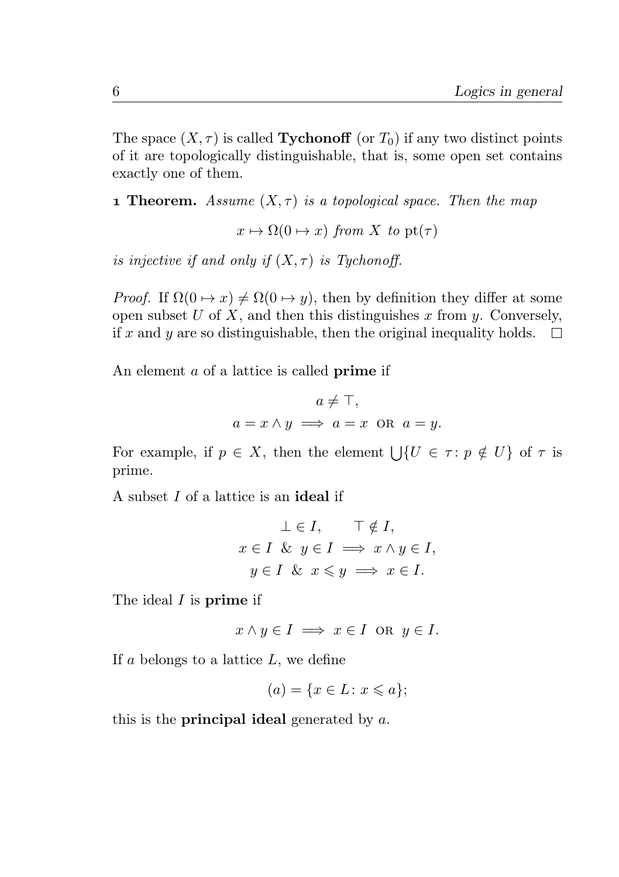The space $(X, \tau)$ is called **Tychonoff** (or $T_0$) if any two distinct points of it are topologically distinguishable, that is, some open set contains exactly one of them.

**1 Theorem.** *Assume $(X, \tau)$ is a topological space. Then the map*

$$x \mapsto \Omega(0 \mapsto x) \text{ from } X \text{ to } \operatorname{pt}(\tau)$$

*is injective if and only if $(X, \tau)$ is Tychonoff.*

*Proof.* If $\Omega(0 \mapsto x) \neq \Omega(0 \mapsto y)$, then by definition they differ at some open subset $U$ of $X$, and then this distinguishes $x$ from $y$. Conversely, if $x$ and $y$ are so distinguishable, then the original inequality holds. □

An element $a$ of a lattice is called **prime** if

$$a \neq \top,$$
$$a = x \wedge y \implies a = x \text{ OR } a = y.$$

For example, if $p \in X$, then the element $\bigcup\{U \in \tau \colon p \notin U\}$ of $\tau$ is prime.

A subset $I$ of a lattice is an **ideal** if

$$\bot \in I, \qquad \top \notin I,$$
$$x \in I \;\&\; y \in I \implies x \wedge y \in I,$$
$$y \in I \;\&\; x \leqslant y \implies x \in I.$$

The ideal $I$ is **prime** if

$$x \wedge y \in I \implies x \in I \text{ OR } y \in I.$$

If $a$ belongs to a lattice $L$, we define

$$(a) = \{x \in L \colon x \leqslant a\};$$

this is the **principal ideal** generated by $a$.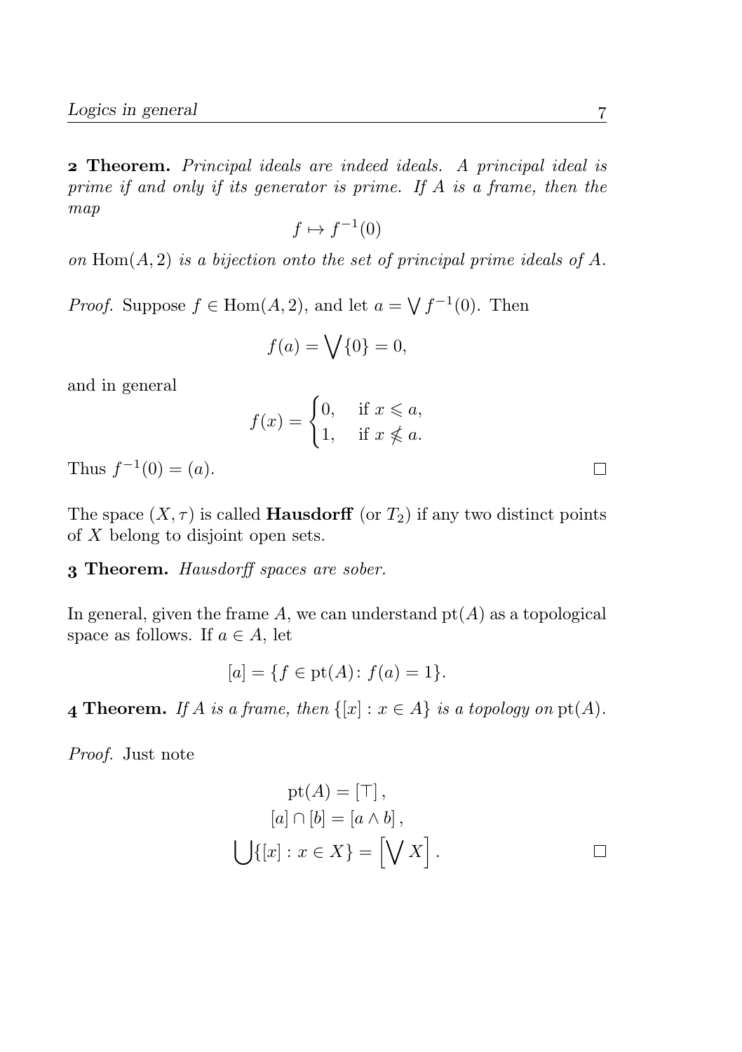**2 Theorem.** *Principal ideals are indeed ideals. A principal ideal is prime if and only if its generator is prime. If $A$ is a frame, then the map*

$$f \mapsto f^{-1}(0)$$

*on $\operatorname{Hom}(A, 2)$ is a bijection onto the set of principal prime ideals of $A$.*

*Proof.* Suppose $f \in \operatorname{Hom}(A, 2)$, and let $a = \bigvee f^{-1}(0)$. Then

$$f(a) = \bigvee \{0\} = 0,$$

and in general

$$f(x) = \begin{cases} 0, & \text{if } x \leqslant a, \\ 1, & \text{if } x \nleqslant a. \end{cases}$$

Thus $f^{-1}(0) = (a)$. □

The space $(X, \tau)$ is called **Hausdorff** (or $T_2$) if any two distinct points of $X$ belong to disjoint open sets.

**3 Theorem.** *Hausdorff spaces are sober.*

In general, given the frame $A$, we can understand $\operatorname{pt}(A)$ as a topological space as follows. If $a \in A$, let

$$[a] = \{f \in \operatorname{pt}(A) \colon f(a) = 1\}.$$

**4 Theorem.** *If $A$ is a frame, then $\{[x] : x \in A\}$ is a topology on $\operatorname{pt}(A)$.*

*Proof.* Just note

$$\begin{aligned} \operatorname{pt}(A) &= [\top], \\ [a] \cap [b] &= [a \wedge b], \\ \bigcup \{[x] : x \in X\} &= \left[\bigvee X\right]. \end{aligned}$$

□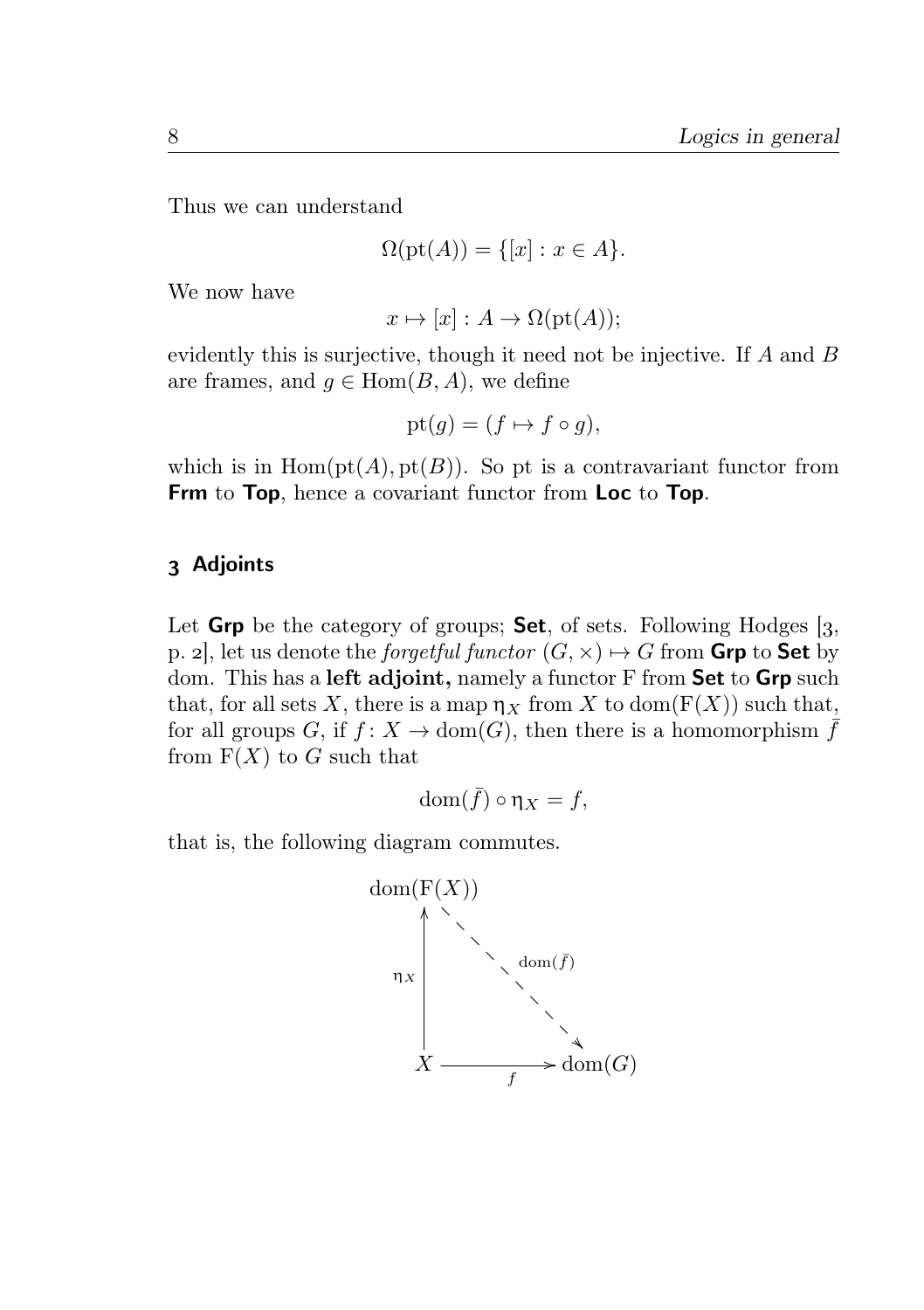Thus we can understand

$$\Omega(\mathrm{pt}(A)) = \{[x] : x \in A\}.$$

We now have

$$x \mapsto [x] : A \to \Omega(\mathrm{pt}(A));$$

evidently this is surjective, though it need not be injective. If $A$ and $B$ are frames, and $g \in \mathrm{Hom}(B, A)$, we define

$$\mathrm{pt}(g) = (f \mapsto f \circ g),$$

which is in $\mathrm{Hom}(\mathrm{pt}(A), \mathrm{pt}(B))$. So pt is a contravariant functor from **Frm** to **Top**, hence a covariant functor from **Loc** to **Top**.

## 3 Adjoints

Let **Grp** be the category of groups; **Set**, of sets. Following Hodges [3, p. 2], let us denote the *forgetful functor* $(G, \times) \mapsto G$ from **Grp** to **Set** by dom. This has a **left adjoint,** namely a functor F from **Set** to **Grp** such that, for all sets $X$, there is a map $\eta_X$ from $X$ to $\mathrm{dom}(\mathrm{F}(X))$ such that, for all groups $G$, if $f \colon X \to \mathrm{dom}(G)$, then there is a homomorphism $\bar{f}$ from $\mathrm{F}(X)$ to $G$ such that

$$\mathrm{dom}(\bar{f}) \circ \eta_X = f,$$

that is, the following diagram commutes.

$$\begin{array}{ccc} \mathrm{dom}(\mathrm{F}(X)) & & \\ \uparrow{\scriptstyle \eta_X} & \searrow{\scriptstyle \mathrm{dom}(\bar{f})} & \\ X & \xrightarrow[f]{} & \mathrm{dom}(G) \end{array}$$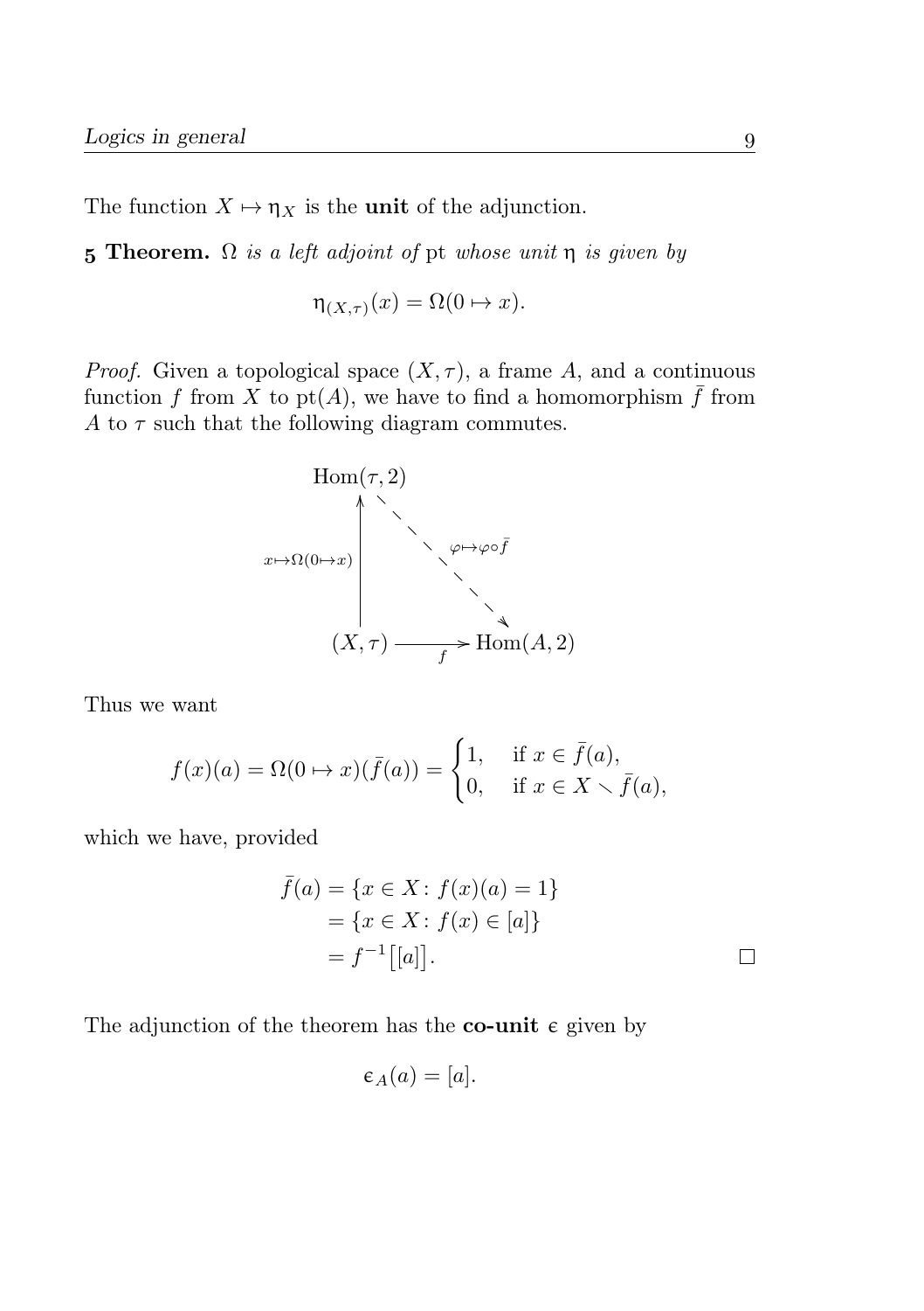The function $X \mapsto \eta_X$ is the **unit** of the adjunction.

**5 Theorem.** *$\Omega$ is a left adjoint of* pt *whose unit $\eta$ is given by*

$$\eta_{(X,\tau)}(x) = \Omega(0 \mapsto x).$$

*Proof.* Given a topological space $(X, \tau)$, a frame $A$, and a continuous function $f$ from $X$ to $\mathrm{pt}(A)$, we have to find a homomorphism $\bar{f}$ from $A$ to $\tau$ such that the following diagram commutes.

$$\begin{array}{ccc}
\mathrm{Hom}(\tau, 2) & & \\
\uparrow{\scriptstyle x \mapsto \Omega(0 \mapsto x)} & \overset{\varphi \mapsto \varphi \circ \bar{f}}{\searrow} & \\
(X, \tau) & \xrightarrow[f]{} & \mathrm{Hom}(A, 2)
\end{array}$$

Thus we want

$$f(x)(a) = \Omega(0 \mapsto x)(\bar{f}(a)) = \begin{cases} 1, & \text{if } x \in \bar{f}(a), \\ 0, & \text{if } x \in X \smallsetminus \bar{f}(a), \end{cases}$$

which we have, provided

$$\begin{aligned}
\bar{f}(a) &= \{x \in X \colon f(x)(a) = 1\} \\
&= \{x \in X \colon f(x) \in [a]\} \\
&= f^{-1}\big[[a]\big].
\end{aligned}$$

□

The adjunction of the theorem has the **co-unit** $\epsilon$ given by

$$\epsilon_A(a) = [a].$$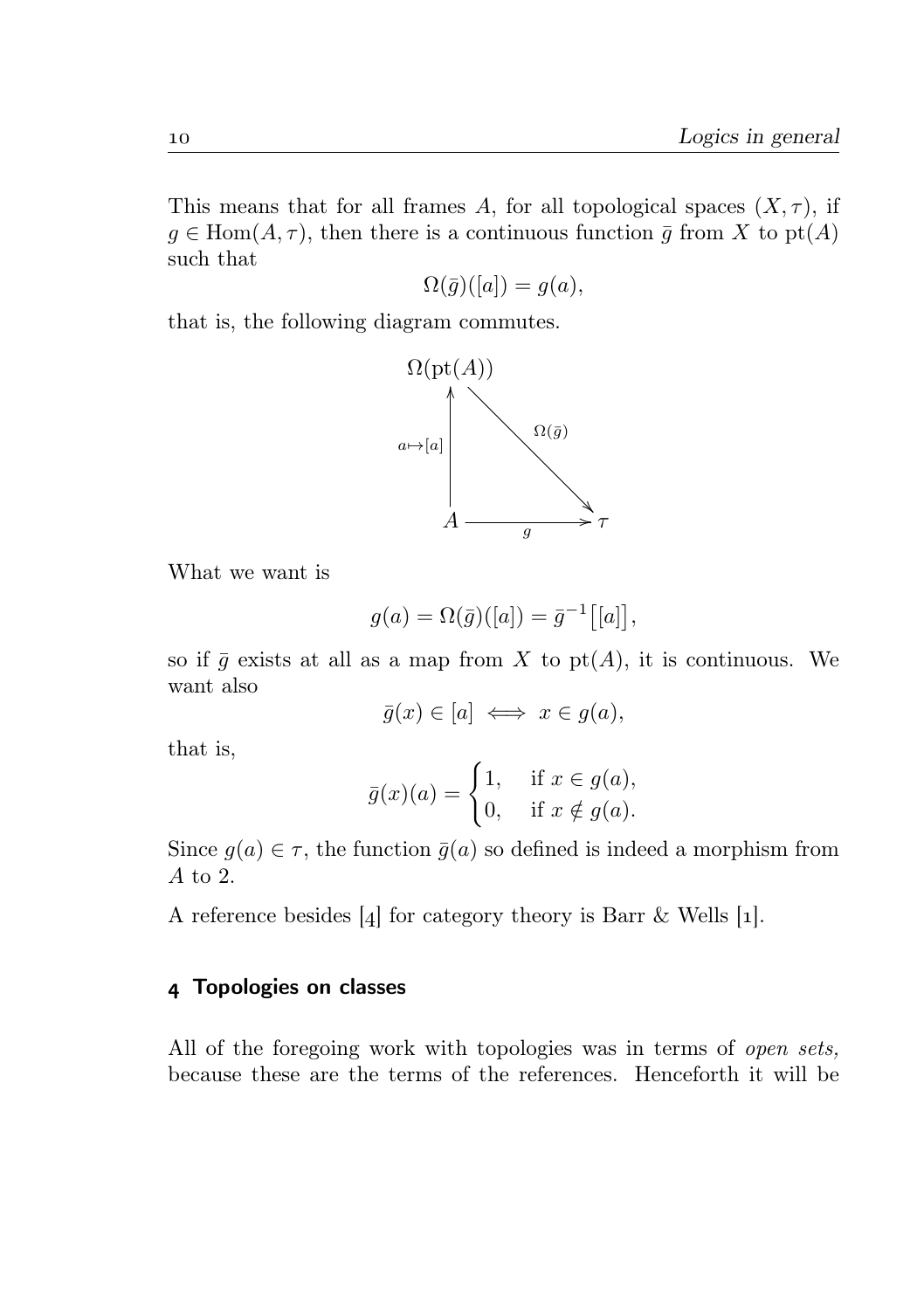This means that for all frames $A$, for all topological spaces $(X, \tau)$, if $g \in \mathrm{Hom}(A, \tau)$, then there is a continuous function $\bar{g}$ from $X$ to $\mathrm{pt}(A)$ such that

$$\Omega(\bar{g})([a]) = g(a),$$

that is, the following diagram commutes.

$$\begin{array}{ccc}
\Omega(\mathrm{pt}(A)) & & \\
{\scriptstyle a\mapsto[a]}\uparrow & \searrow^{\Omega(\bar{g})} & \\
A & \xrightarrow[g]{} & \tau
\end{array}$$

What we want is

$$g(a) = \Omega(\bar{g})([a]) = \bar{g}^{-1}\big[[a]\big],$$

so if $\bar{g}$ exists at all as a map from $X$ to $\mathrm{pt}(A)$, it is continuous. We want also

$$\bar{g}(x) \in [a] \iff x \in g(a),$$

that is,

$$\bar{g}(x)(a) = \begin{cases} 1, & \text{if } x \in g(a), \\ 0, & \text{if } x \notin g(a). \end{cases}$$

Since $g(a) \in \tau$, the function $\bar{g}(a)$ so defined is indeed a morphism from $A$ to 2.

A reference besides [4] for category theory is Barr & Wells [1].

## 4 Topologies on classes

All of the foregoing work with topologies was in terms of *open sets,* because these are the terms of the references. Henceforth it will be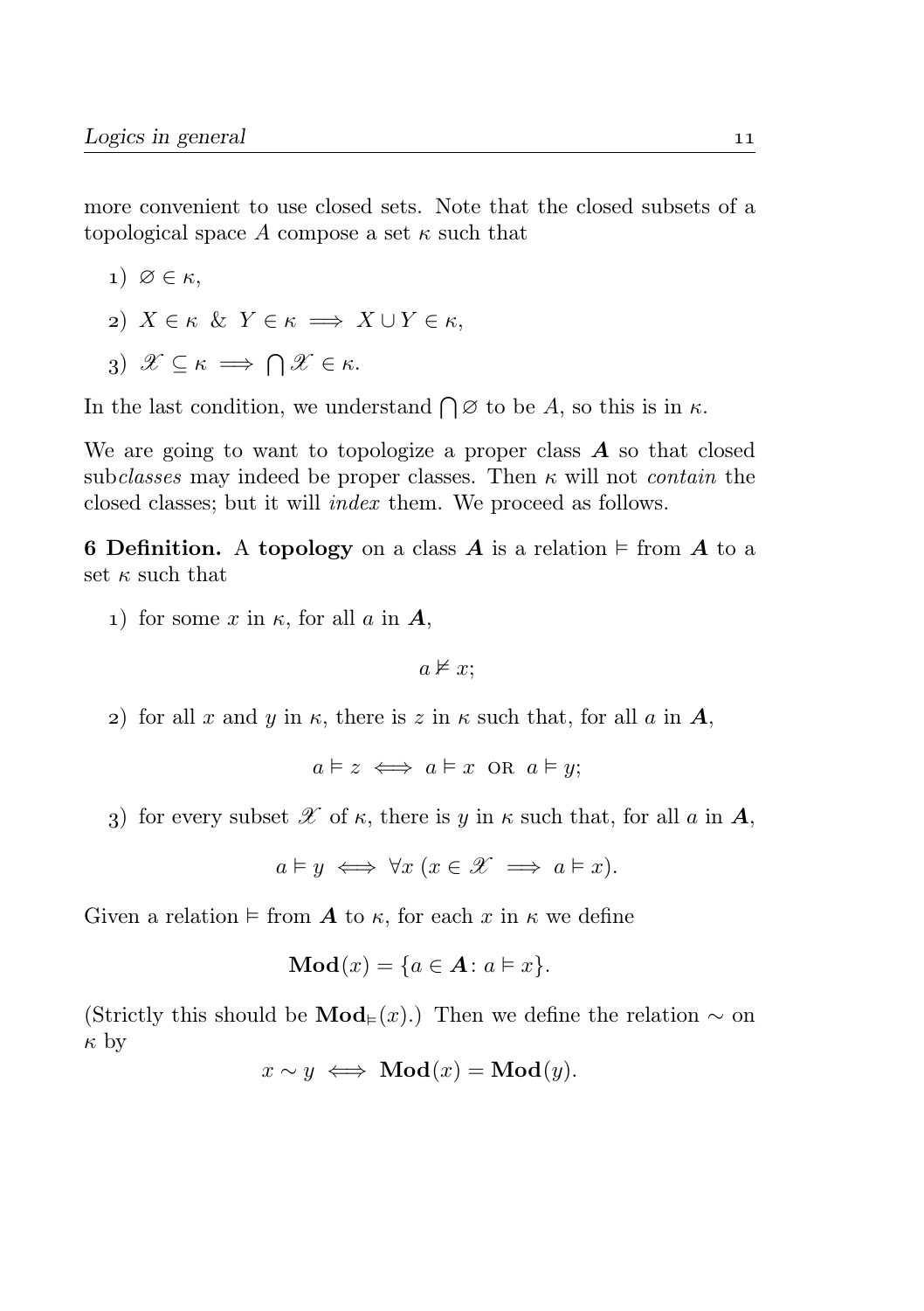more convenient to use closed sets. Note that the closed subsets of a topological space $A$ compose a set $\kappa$ such that

1) $\varnothing \in \kappa$,

2) $X \in \kappa \;\&\; Y \in \kappa \implies X \cup Y \in \kappa$,

3) $\mathscr{X} \subseteq \kappa \implies \bigcap \mathscr{X} \in \kappa$.

In the last condition, we understand $\bigcap \varnothing$ to be $A$, so this is in $\kappa$.

We are going to want to topologize a proper class $\boldsymbol{A}$ so that closed sub*classes* may indeed be proper classes. Then $\kappa$ will not *contain* the closed classes; but it will *index* them. We proceed as follows.

**6 Definition.** A **topology** on a class $\boldsymbol{A}$ is a relation $\vDash$ from $\boldsymbol{A}$ to a set $\kappa$ such that

1) for some $x$ in $\kappa$, for all $a$ in $\boldsymbol{A}$,
$$a \nvDash x;$$

2) for all $x$ and $y$ in $\kappa$, there is $z$ in $\kappa$ such that, for all $a$ in $\boldsymbol{A}$,
$$a \vDash z \iff a \vDash x \text{ OR } a \vDash y;$$

3) for every subset $\mathscr{X}$ of $\kappa$, there is $y$ in $\kappa$ such that, for all $a$ in $\boldsymbol{A}$,
$$a \vDash y \iff \forall x\, (x \in \mathscr{X} \implies a \vDash x).$$

Given a relation $\vDash$ from $\boldsymbol{A}$ to $\kappa$, for each $x$ in $\kappa$ we define
$$\mathbf{Mod}(x) = \{a \in \boldsymbol{A} \colon a \vDash x\}.$$

(Strictly this should be $\mathbf{Mod}_{\vDash}(x)$.) Then we define the relation $\sim$ on $\kappa$ by
$$x \sim y \iff \mathbf{Mod}(x) = \mathbf{Mod}(y).$$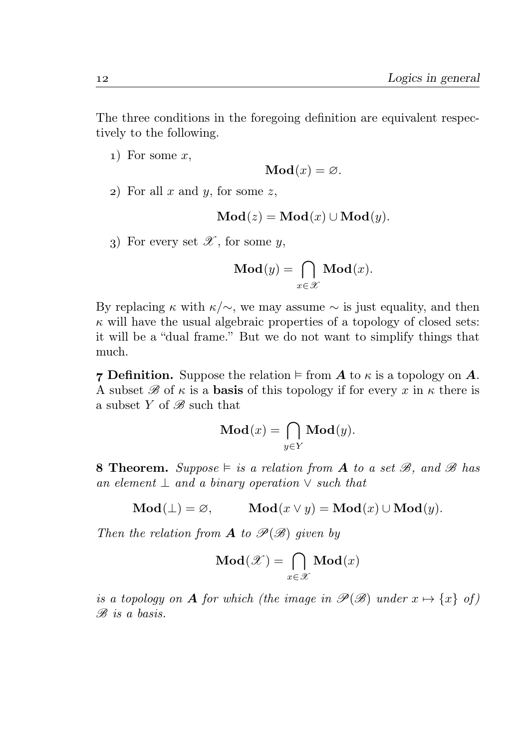The three conditions in the foregoing definition are equivalent respectively to the following.

1) For some $x$,

$$\mathbf{Mod}(x) = \varnothing.$$

2) For all $x$ and $y$, for some $z$,

$$\mathbf{Mod}(z) = \mathbf{Mod}(x) \cup \mathbf{Mod}(y).$$

3) For every set $\mathscr{X}$, for some $y$,

$$\mathbf{Mod}(y) = \bigcap_{x \in \mathscr{X}} \mathbf{Mod}(x).$$

By replacing $\kappa$ with $\kappa/\sim$, we may assume $\sim$ is just equality, and then $\kappa$ will have the usual algebraic properties of a topology of closed sets: it will be a "dual frame." But we do not want to simplify things that much.

**7 Definition.** Suppose the relation $\vDash$ from $\boldsymbol{A}$ to $\kappa$ is a topology on $\boldsymbol{A}$. A subset $\mathscr{B}$ of $\kappa$ is a **basis** of this topology if for every $x$ in $\kappa$ there is a subset $Y$ of $\mathscr{B}$ such that

$$\mathbf{Mod}(x) = \bigcap_{y \in Y} \mathbf{Mod}(y).$$

**8 Theorem.** *Suppose $\vDash$ is a relation from $\boldsymbol{A}$ to a set $\mathscr{B}$, and $\mathscr{B}$ has an element $\bot$ and a binary operation $\vee$ such that*

$$\mathbf{Mod}(\bot) = \varnothing, \qquad \mathbf{Mod}(x \vee y) = \mathbf{Mod}(x) \cup \mathbf{Mod}(y).$$

*Then the relation from $\boldsymbol{A}$ to $\mathscr{P}(\mathscr{B})$ given by*

$$\mathbf{Mod}(\mathscr{X}) = \bigcap_{x \in \mathscr{X}} \mathbf{Mod}(x)$$

*is a topology on $\boldsymbol{A}$ for which (the image in $\mathscr{P}(\mathscr{B})$ under $x \mapsto \{x\}$ of) $\mathscr{B}$ is a basis.*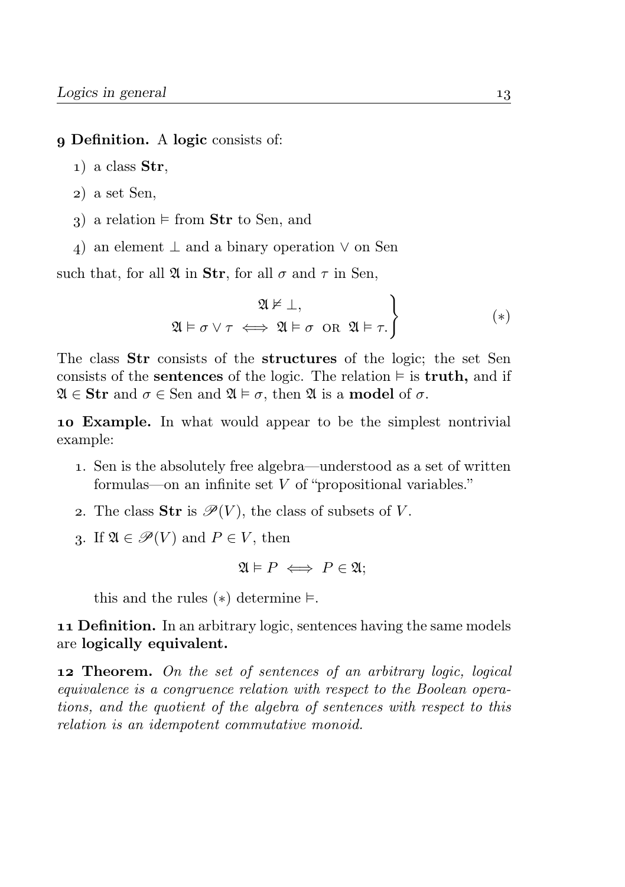**9 Definition.** A **logic** consists of:

1) a class **Str**,
2) a set Sen,
3) a relation $\vDash$ from **Str** to Sen, and
4) an element $\bot$ and a binary operation $\vee$ on Sen

such that, for all $\mathfrak{A}$ in **Str**, for all $\sigma$ and $\tau$ in Sen,

$$\left.\begin{array}{c}\mathfrak{A} \nvDash \bot, \\ \mathfrak{A} \vDash \sigma \vee \tau \iff \mathfrak{A} \vDash \sigma \text{ OR } \mathfrak{A} \vDash \tau.\end{array}\right\} \qquad (*)$$

The class **Str** consists of the **structures** of the logic; the set Sen consists of the **sentences** of the logic. The relation $\vDash$ is **truth,** and if $\mathfrak{A} \in \mathbf{Str}$ and $\sigma \in \text{Sen}$ and $\mathfrak{A} \vDash \sigma$, then $\mathfrak{A}$ is a **model** of $\sigma$.

**10 Example.** In what would appear to be the simplest nontrivial example:

1. Sen is the absolutely free algebra—understood as a set of written formulas—on an infinite set $V$ of "propositional variables."
2. The class **Str** is $\mathscr{P}(V)$, the class of subsets of $V$.
3. If $\mathfrak{A} \in \mathscr{P}(V)$ and $P \in V$, then

$$\mathfrak{A} \vDash P \iff P \in \mathfrak{A};$$

this and the rules $(*)$ determine $\vDash$.

**11 Definition.** In an arbitrary logic, sentences having the same models are **logically equivalent.**

**12 Theorem.** *On the set of sentences of an arbitrary logic, logical equivalence is a congruence relation with respect to the Boolean operations, and the quotient of the algebra of sentences with respect to this relation is an idempotent commutative monoid.*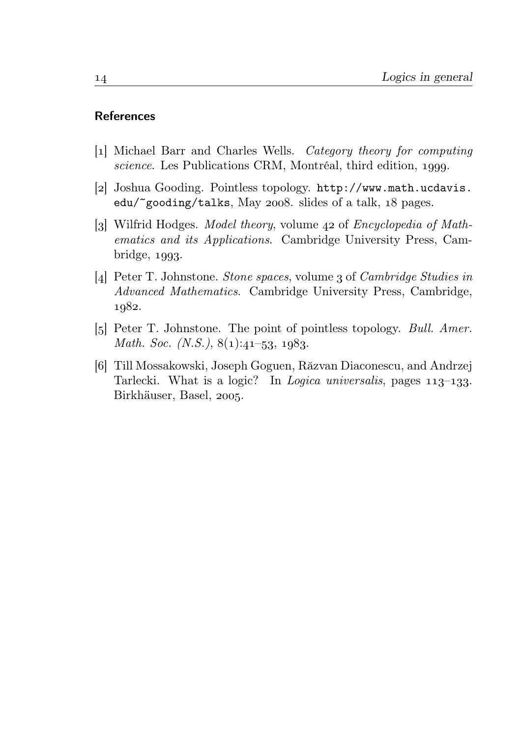## References

[1] Michael Barr and Charles Wells. *Category theory for computing science*. Les Publications CRM, Montréal, third edition, 1999.

[2] Joshua Gooding. Pointless topology. `http://www.math.ucdavis.edu/~gooding/talks`, May 2008. slides of a talk, 18 pages.

[3] Wilfrid Hodges. *Model theory*, volume 42 of *Encyclopedia of Mathematics and its Applications*. Cambridge University Press, Cambridge, 1993.

[4] Peter T. Johnstone. *Stone spaces*, volume 3 of *Cambridge Studies in Advanced Mathematics*. Cambridge University Press, Cambridge, 1982.

[5] Peter T. Johnstone. The point of pointless topology. *Bull. Amer. Math. Soc. (N.S.)*, 8(1):41–53, 1983.

[6] Till Mossakowski, Joseph Goguen, Răzvan Diaconescu, and Andrzej Tarlecki. What is a logic? In *Logica universalis*, pages 113–133. Birkhäuser, Basel, 2005.